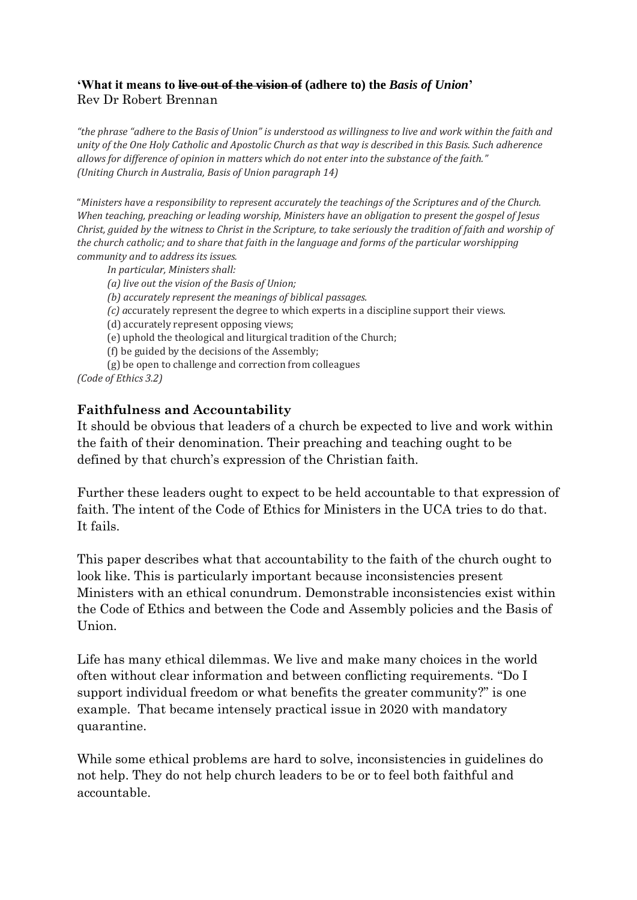**'What it means to ~~live out of the vision of~~ (adhere to) the *Basis of Union*'**
Rev Dr Robert Brennan

*"the phrase "adhere to the Basis of Union" is understood as willingness to live and work within the faith and unity of the One Holy Catholic and Apostolic Church as that way is described in this Basis. Such adherence allows for difference of opinion in matters which do not enter into the substance of the faith." (Uniting Church in Australia, Basis of Union paragraph 14)*

"*Ministers have a responsibility to represent accurately the teachings of the Scriptures and of the Church. When teaching, preaching or leading worship, Ministers have an obligation to present the gospel of Jesus Christ, guided by the witness to Christ in the Scripture, to take seriously the tradition of faith and worship of the church catholic; and to share that faith in the language and forms of the particular worshipping community and to address its issues.*

*In particular, Ministers shall:*

*(a) live out the vision of the Basis of Union;*

*(b) accurately represent the meanings of biblical passages.*

*(c) a*ccurately represent the degree to which experts in a discipline support their views.

(d) accurately represent opposing views;

(e) uphold the theological and liturgical tradition of the Church;

(f) be guided by the decisions of the Assembly;

(g) be open to challenge and correction from colleagues

*(Code of Ethics 3.2)*

## Faithfulness and Accountability

It should be obvious that leaders of a church be expected to live and work within the faith of their denomination. Their preaching and teaching ought to be defined by that church's expression of the Christian faith.

Further these leaders ought to expect to be held accountable to that expression of faith. The intent of the Code of Ethics for Ministers in the UCA tries to do that. It fails.

This paper describes what that accountability to the faith of the church ought to look like. This is particularly important because inconsistencies present Ministers with an ethical conundrum. Demonstrable inconsistencies exist within the Code of Ethics and between the Code and Assembly policies and the Basis of Union.

Life has many ethical dilemmas. We live and make many choices in the world often without clear information and between conflicting requirements. "Do I support individual freedom or what benefits the greater community?" is one example. That became intensely practical issue in 2020 with mandatory quarantine.

While some ethical problems are hard to solve, inconsistencies in guidelines do not help. They do not help church leaders to be or to feel both faithful and accountable.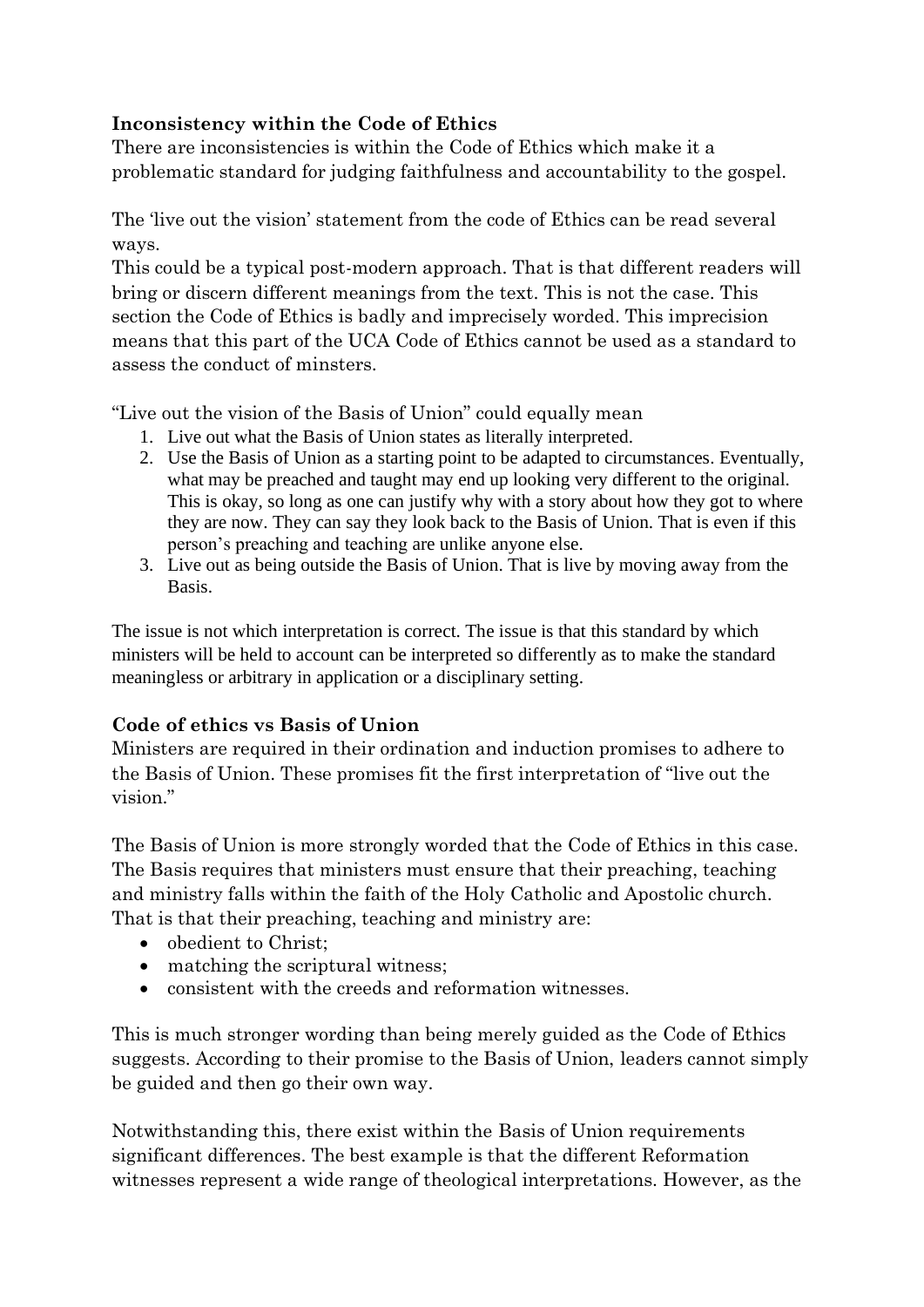**Inconsistency within the Code of Ethics**
There are inconsistencies is within the Code of Ethics which make it a problematic standard for judging faithfulness and accountability to the gospel.

The 'live out the vision' statement from the code of Ethics can be read several ways.
This could be a typical post-modern approach. That is that different readers will bring or discern different meanings from the text. This is not the case. This section the Code of Ethics is badly and imprecisely worded. This imprecision means that this part of the UCA Code of Ethics cannot be used as a standard to assess the conduct of minsters.

"Live out the vision of the Basis of Union" could equally mean

1. Live out what the Basis of Union states as literally interpreted.
2. Use the Basis of Union as a starting point to be adapted to circumstances. Eventually, what may be preached and taught may end up looking very different to the original. This is okay, so long as one can justify why with a story about how they got to where they are now. They can say they look back to the Basis of Union. That is even if this person's preaching and teaching are unlike anyone else.
3. Live out as being outside the Basis of Union. That is live by moving away from the Basis.

The issue is not which interpretation is correct. The issue is that this standard by which ministers will be held to account can be interpreted so differently as to make the standard meaningless or arbitrary in application or a disciplinary setting.

**Code of ethics vs Basis of Union**
Ministers are required in their ordination and induction promises to adhere to the Basis of Union. These promises fit the first interpretation of "live out the vision."

The Basis of Union is more strongly worded that the Code of Ethics in this case. The Basis requires that ministers must ensure that their preaching, teaching and ministry falls within the faith of the Holy Catholic and Apostolic church. That is that their preaching, teaching and ministry are:

- obedient to Christ;
- matching the scriptural witness;
- consistent with the creeds and reformation witnesses.

This is much stronger wording than being merely guided as the Code of Ethics suggests. According to their promise to the Basis of Union, leaders cannot simply be guided and then go their own way.

Notwithstanding this, there exist within the Basis of Union requirements significant differences. The best example is that the different Reformation witnesses represent a wide range of theological interpretations. However, as the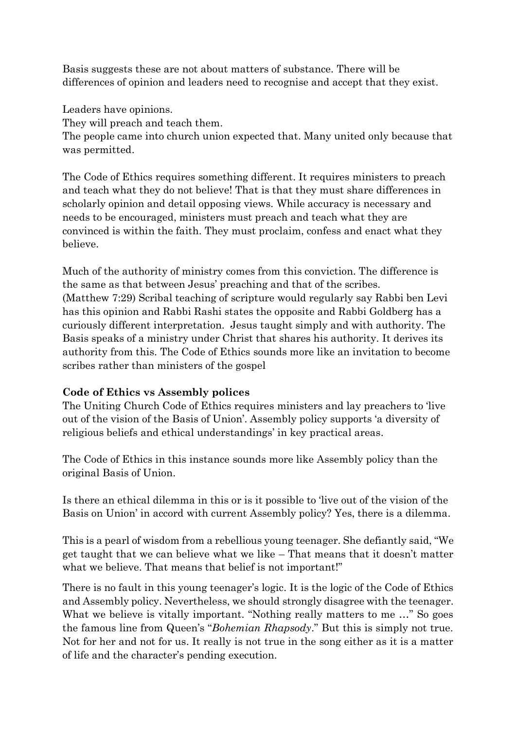Basis suggests these are not about matters of substance. There will be differences of opinion and leaders need to recognise and accept that they exist.

Leaders have opinions.
They will preach and teach them.
The people came into church union expected that. Many united only because that was permitted.

The Code of Ethics requires something different. It requires ministers to preach and teach what they do not believe! That is that they must share differences in scholarly opinion and detail opposing views. While accuracy is necessary and needs to be encouraged, ministers must preach and teach what they are convinced is within the faith. They must proclaim, confess and enact what they believe.

Much of the authority of ministry comes from this conviction. The difference is the same as that between Jesus' preaching and that of the scribes. (Matthew 7:29) Scribal teaching of scripture would regularly say Rabbi ben Levi has this opinion and Rabbi Rashi states the opposite and Rabbi Goldberg has a curiously different interpretation. Jesus taught simply and with authority. The Basis speaks of a ministry under Christ that shares his authority. It derives its authority from this. The Code of Ethics sounds more like an invitation to become scribes rather than ministers of the gospel

**Code of Ethics vs Assembly polices**

The Uniting Church Code of Ethics requires ministers and lay preachers to 'live out of the vision of the Basis of Union'. Assembly policy supports 'a diversity of religious beliefs and ethical understandings' in key practical areas.

The Code of Ethics in this instance sounds more like Assembly policy than the original Basis of Union.

Is there an ethical dilemma in this or is it possible to 'live out of the vision of the Basis on Union' in accord with current Assembly policy? Yes, there is a dilemma.

This is a pearl of wisdom from a rebellious young teenager. She defiantly said, "We get taught that we can believe what we like – That means that it doesn't matter what we believe. That means that belief is not important!"

There is no fault in this young teenager's logic. It is the logic of the Code of Ethics and Assembly policy. Nevertheless, we should strongly disagree with the teenager. What we believe is vitally important. "Nothing really matters to me …" So goes the famous line from Queen's "*Bohemian Rhapsody*." But this is simply not true. Not for her and not for us. It really is not true in the song either as it is a matter of life and the character's pending execution.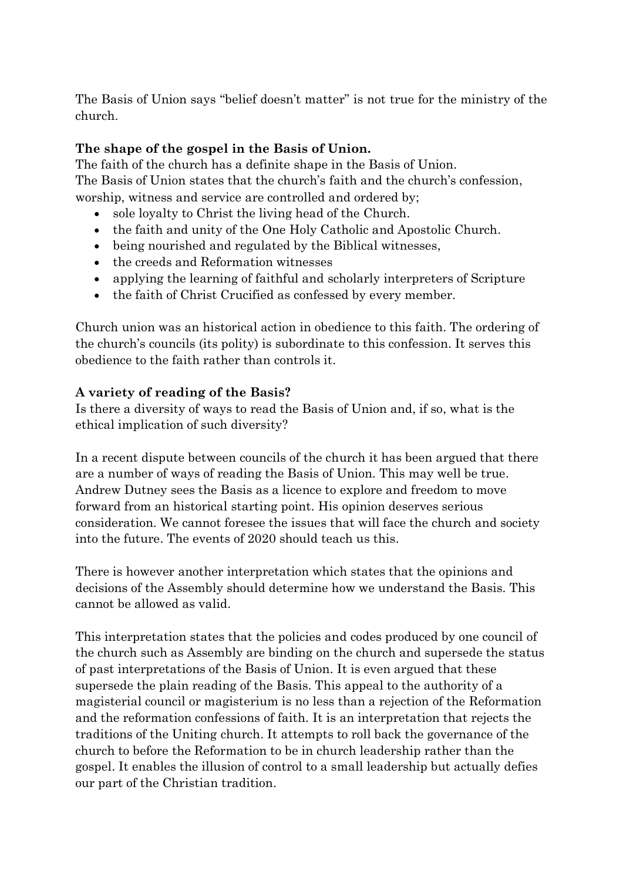The Basis of Union says "belief doesn't matter" is not true for the ministry of the church.

**The shape of the gospel in the Basis of Union.**

The faith of the church has a definite shape in the Basis of Union.
The Basis of Union states that the church's faith and the church's confession, worship, witness and service are controlled and ordered by;

- sole loyalty to Christ the living head of the Church.
- the faith and unity of the One Holy Catholic and Apostolic Church.
- being nourished and regulated by the Biblical witnesses,
- the creeds and Reformation witnesses
- applying the learning of faithful and scholarly interpreters of Scripture
- the faith of Christ Crucified as confessed by every member.

Church union was an historical action in obedience to this faith. The ordering of the church's councils (its polity) is subordinate to this confession. It serves this obedience to the faith rather than controls it.

**A variety of reading of the Basis?**

Is there a diversity of ways to read the Basis of Union and, if so, what is the ethical implication of such diversity?

In a recent dispute between councils of the church it has been argued that there are a number of ways of reading the Basis of Union. This may well be true. Andrew Dutney sees the Basis as a licence to explore and freedom to move forward from an historical starting point. His opinion deserves serious consideration. We cannot foresee the issues that will face the church and society into the future. The events of 2020 should teach us this.

There is however another interpretation which states that the opinions and decisions of the Assembly should determine how we understand the Basis. This cannot be allowed as valid.

This interpretation states that the policies and codes produced by one council of the church such as Assembly are binding on the church and supersede the status of past interpretations of the Basis of Union. It is even argued that these supersede the plain reading of the Basis. This appeal to the authority of a magisterial council or magisterium is no less than a rejection of the Reformation and the reformation confessions of faith. It is an interpretation that rejects the traditions of the Uniting church. It attempts to roll back the governance of the church to before the Reformation to be in church leadership rather than the gospel. It enables the illusion of control to a small leadership but actually defies our part of the Christian tradition.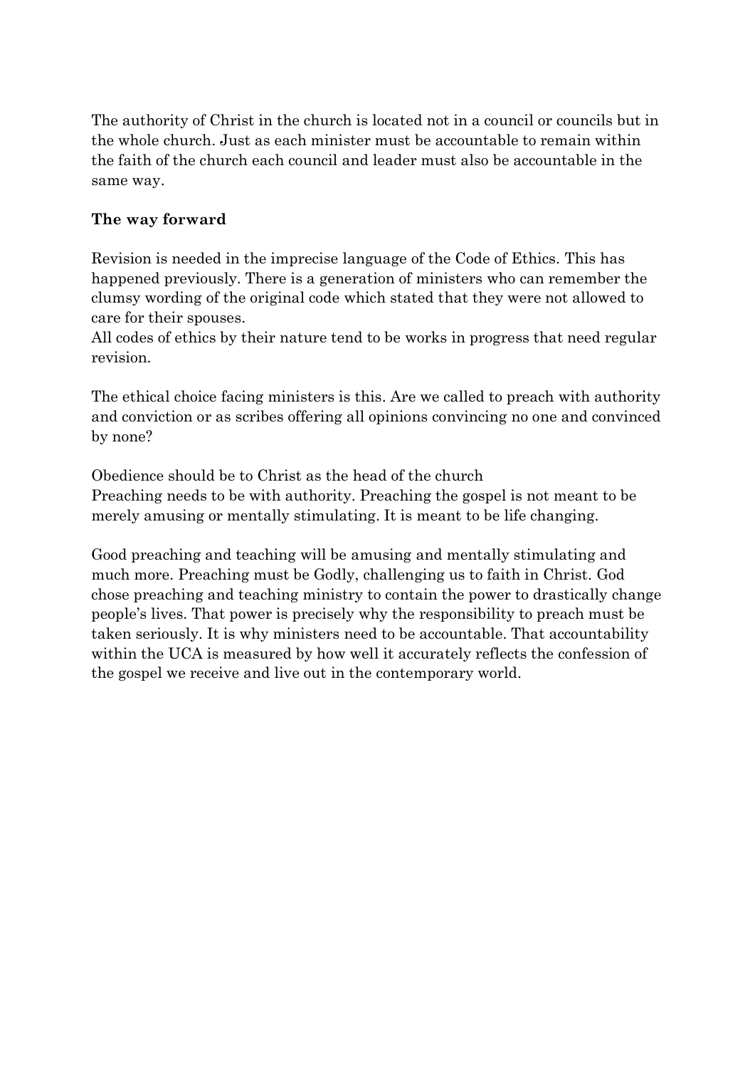The authority of Christ in the church is located not in a council or councils but in the whole church. Just as each minister must be accountable to remain within the faith of the church each council and leader must also be accountable in the same way.

**The way forward**

Revision is needed in the imprecise language of the Code of Ethics. This has happened previously. There is a generation of ministers who can remember the clumsy wording of the original code which stated that they were not allowed to care for their spouses.
All codes of ethics by their nature tend to be works in progress that need regular revision.

The ethical choice facing ministers is this. Are we called to preach with authority and conviction or as scribes offering all opinions convincing no one and convinced by none?

Obedience should be to Christ as the head of the church
Preaching needs to be with authority. Preaching the gospel is not meant to be merely amusing or mentally stimulating. It is meant to be life changing.

Good preaching and teaching will be amusing and mentally stimulating and much more. Preaching must be Godly, challenging us to faith in Christ. God chose preaching and teaching ministry to contain the power to drastically change people's lives. That power is precisely why the responsibility to preach must be taken seriously. It is why ministers need to be accountable. That accountability within the UCA is measured by how well it accurately reflects the confession of the gospel we receive and live out in the contemporary world.